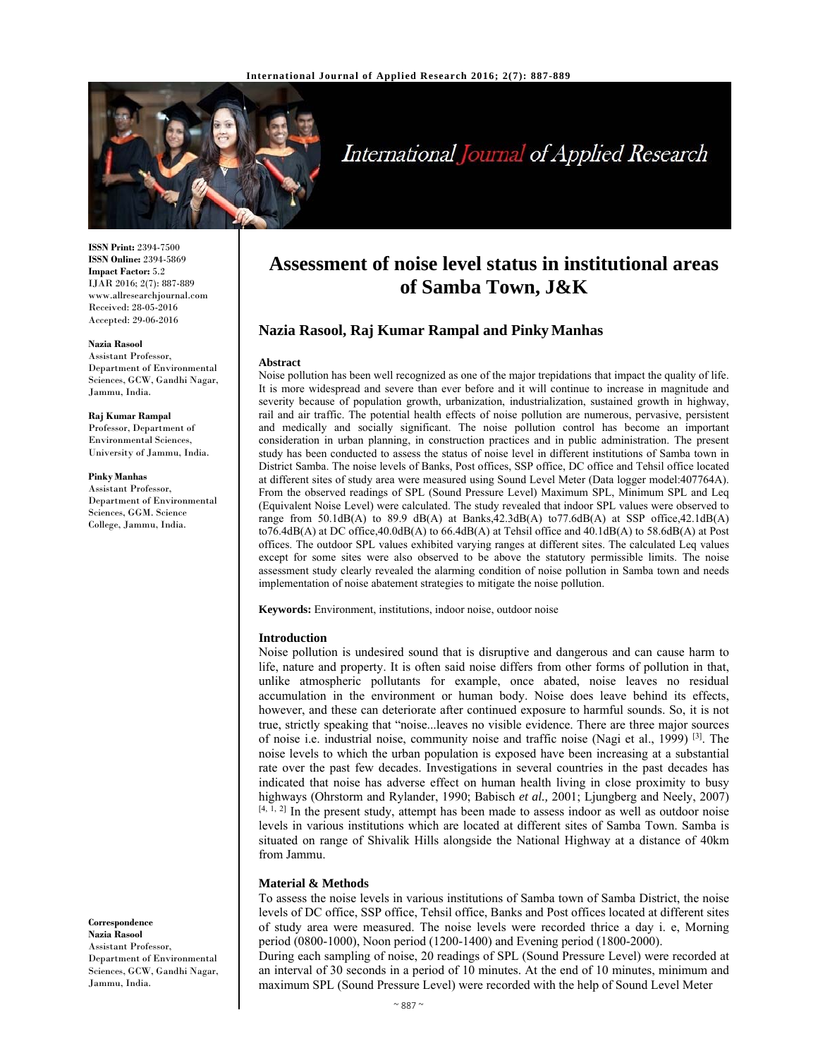ISSN Print: 2394-7500
ISSN Online: 2394-5869
Impact Factor: 5.2
IJAR 2016; 2(7): 887-889
www.allresearchjournal.com
Received: 28-05-2016
Accepted: 29-06-2016

**Nazia Rasool**
Assistant Professor, Department of Environmental Sciences, GCW, Gandhi Nagar, Jammu, India.

**Raj Kumar Rampal**
Professor, Department of Environmental Sciences, University of Jammu, India.

**Pinky Manhas**
Assistant Professor, Department of Environmental Sciences, GGM. Science College, Jammu, India.

**Correspondence**
**Nazia Rasool**
Assistant Professor, Department of Environmental Sciences, GCW, Gandhi Nagar, Jammu, India.

# Assessment of noise level status in institutional areas of Samba Town, J&K

**Nazia Rasool, Raj Kumar Rampal and Pinky Manhas**

## Abstract

Noise pollution has been well recognized as one of the major trepidations that impact the quality of life. It is more widespread and severe than ever before and it will continue to increase in magnitude and severity because of population growth, urbanization, industrialization, sustained growth in highway, rail and air traffic. The potential health effects of noise pollution are numerous, pervasive, persistent and medically and socially significant. The noise pollution control has become an important consideration in urban planning, in construction practices and in public administration. The present study has been conducted to assess the status of noise level in different institutions of Samba town in District Samba. The noise levels of Banks, Post offices, SSP office, DC office and Tehsil office located at different sites of study area were measured using Sound Level Meter (Data logger model:407764A). From the observed readings of SPL (Sound Pressure Level) Maximum SPL, Minimum SPL and Leq (Equivalent Noise Level) were calculated. The study revealed that indoor SPL values were observed to range from 50.1dB(A) to 89.9 dB(A) at Banks,42.3dB(A) to77.6dB(A) at SSP office,42.1dB(A) to76.4dB(A) at DC office,40.0dB(A) to 66.4dB(A) at Tehsil office and 40.1dB(A) to 58.6dB(A) at Post offices. The outdoor SPL values exhibited varying ranges at different sites. The calculated Leq values except for some sites were also observed to be above the statutory permissible limits. The noise assessment study clearly revealed the alarming condition of noise pollution in Samba town and needs implementation of noise abatement strategies to mitigate the noise pollution.

**Keywords:** Environment, institutions, indoor noise, outdoor noise

## Introduction

Noise pollution is undesired sound that is disruptive and dangerous and can cause harm to life, nature and property. It is often said noise differs from other forms of pollution in that, unlike atmospheric pollutants for example, once abated, noise leaves no residual accumulation in the environment or human body. Noise does leave behind its effects, however, and these can deteriorate after continued exposure to harmful sounds. So, it is not true, strictly speaking that "noise...leaves no visible evidence. There are three major sources of noise i.e. industrial noise, community noise and traffic noise (Nagi et al., 1999) [3]. The noise levels to which the urban population is exposed have been increasing at a substantial rate over the past few decades. Investigations in several countries in the past decades has indicated that noise has adverse effect on human health living in close proximity to busy highways (Ohrstorm and Rylander, 1990; Babisch *et al.,* 2001; Ljungberg and Neely, 2007) [4, 1, 2] In the present study, attempt has been made to assess indoor as well as outdoor noise levels in various institutions which are located at different sites of Samba Town. Samba is situated on range of Shivalik Hills alongside the National Highway at a distance of 40km from Jammu.

## Material & Methods

To assess the noise levels in various institutions of Samba town of Samba District, the noise levels of DC office, SSP office, Tehsil office, Banks and Post offices located at different sites of study area were measured. The noise levels were recorded thrice a day i. e, Morning period (0800-1000), Noon period (1200-1400) and Evening period (1800-2000).

During each sampling of noise, 20 readings of SPL (Sound Pressure Level) were recorded at an interval of 30 seconds in a period of 10 minutes. At the end of 10 minutes, minimum and maximum SPL (Sound Pressure Level) were recorded with the help of Sound Level Meter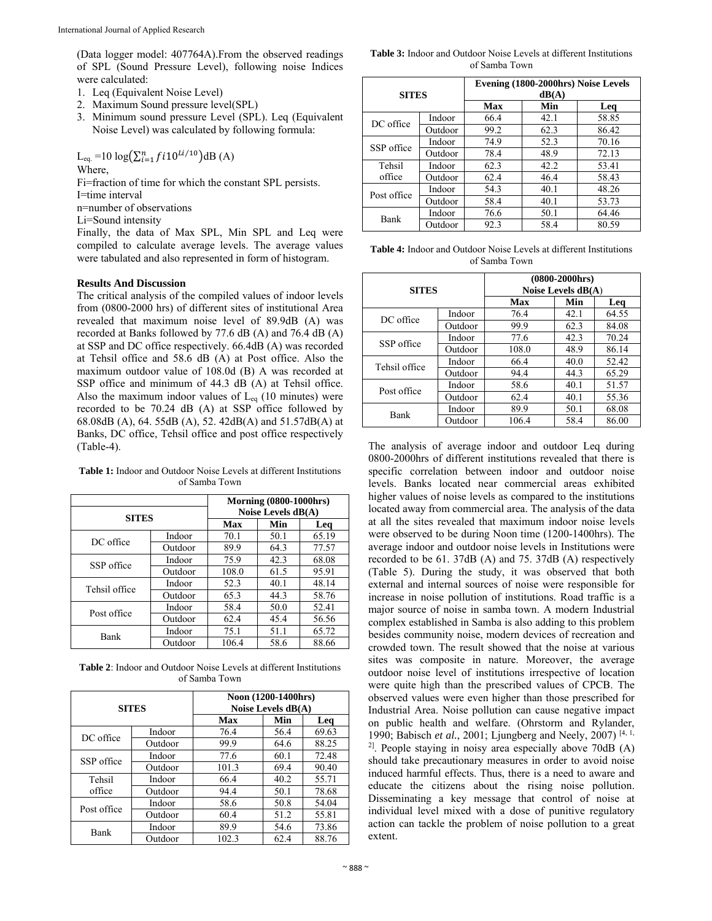(Data logger model: 407764A).From the observed readings of SPL (Sound Pressure Level), following noise Indices were calculated:

1. Leq (Equivalent Noise Level)
2. Maximum Sound pressure level(SPL)
3. Minimum sound pressure Level (SPL). Leq (Equivalent Noise Level) was calculated by following formula:

$L_{eq.} = 10 \log\left(\sum_{i=1}^{n} fi10^{Li/10}\right) \text{dB (A)}$

Where,

Fi=fraction of time for which the constant SPL persists.

I=time interval

n=number of observations

Li=Sound intensity

Finally, the data of Max SPL, Min SPL and Leq were compiled to calculate average levels. The average values were tabulated and also represented in form of histogram.

## Results And Discussion

The critical analysis of the compiled values of indoor levels from (0800-2000 hrs) of different sites of institutional Area revealed that maximum noise level of 89.9dB (A) was recorded at Banks followed by 77.6 dB (A) and 76.4 dB (A) at SSP and DC office respectively. 66.4dB (A) was recorded at Tehsil office and 58.6 dB (A) at Post office. Also the maximum outdoor value of 108.0d (B) A was recorded at SSP office and minimum of 44.3 dB (A) at Tehsil office. Also the maximum indoor values of $L_{eq}$ (10 minutes) were recorded to be 70.24 dB (A) at SSP office followed by 68.08dB (A), 64. 55dB (A), 52. 42dB(A) and 51.57dB(A) at Banks, DC office, Tehsil office and post office respectively (Table-4).

**Table 1:** Indoor and Outdoor Noise Levels at different Institutions of Samba Town

| SITES | | Morning (0800-1000hrs) Noise Levels dB(A) | | |
|---|---|---|---|---|
| | | Max | Min | Leq |
| DC office | Indoor | 70.1 | 50.1 | 65.19 |
| | Outdoor | 89.9 | 64.3 | 77.57 |
| SSP office | Indoor | 75.9 | 42.3 | 68.08 |
| | Outdoor | 108.0 | 61.5 | 95.91 |
| Tehsil office | Indoor | 52.3 | 40.1 | 48.14 |
| | Outdoor | 65.3 | 44.3 | 58.76 |
| Post office | Indoor | 58.4 | 50.0 | 52.41 |
| | Outdoor | 62.4 | 45.4 | 56.56 |
| Bank | Indoor | 75.1 | 51.1 | 65.72 |
| | Outdoor | 106.4 | 58.6 | 88.66 |

**Table 2**: Indoor and Outdoor Noise Levels at different Institutions of Samba Town

| SITES | | Noon (1200-1400hrs) Noise Levels dB(A) | | |
|---|---|---|---|---|
| | | Max | Min | Leq |
| DC office | Indoor | 76.4 | 56.4 | 69.63 |
| | Outdoor | 99.9 | 64.6 | 88.25 |
| SSP office | Indoor | 77.6 | 60.1 | 72.48 |
| | Outdoor | 101.3 | 69.4 | 90.40 |
| Tehsil office | Indoor | 66.4 | 40.2 | 55.71 |
| | Outdoor | 94.4 | 50.1 | 78.68 |
| Post office | Indoor | 58.6 | 50.8 | 54.04 |
| | Outdoor | 60.4 | 51.2 | 55.81 |
| Bank | Indoor | 89.9 | 54.6 | 73.86 |
| | Outdoor | 102.3 | 62.4 | 88.76 |

**Table 3:** Indoor and Outdoor Noise Levels at different Institutions of Samba Town

| SITES | | Evening (1800-2000hrs) Noise Levels dB(A) | | |
|---|---|---|---|---|
| | | Max | Min | Leq |
| DC office | Indoor | 66.4 | 42.1 | 58.85 |
| | Outdoor | 99.2 | 62.3 | 86.42 |
| SSP office | Indoor | 74.9 | 52.3 | 70.16 |
| | Outdoor | 78.4 | 48.9 | 72.13 |
| Tehsil office | Indoor | 62.3 | 42.2 | 53.41 |
| | Outdoor | 62.4 | 46.4 | 58.43 |
| Post office | Indoor | 54.3 | 40.1 | 48.26 |
| | Outdoor | 58.4 | 40.1 | 53.73 |
| Bank | Indoor | 76.6 | 50.1 | 64.46 |
| | Outdoor | 92.3 | 58.4 | 80.59 |

**Table 4:** Indoor and Outdoor Noise Levels at different Institutions of Samba Town

| SITES | | (0800-2000hrs) Noise Levels dB(A) | | |
|---|---|---|---|---|
| | | Max | Min | Leq |
| DC office | Indoor | 76.4 | 42.1 | 64.55 |
| | Outdoor | 99.9 | 62.3 | 84.08 |
| SSP office | Indoor | 77.6 | 42.3 | 70.24 |
| | Outdoor | 108.0 | 48.9 | 86.14 |
| Tehsil office | Indoor | 66.4 | 40.0 | 52.42 |
| | Outdoor | 94.4 | 44.3 | 65.29 |
| Post office | Indoor | 58.6 | 40.1 | 51.57 |
| | Outdoor | 62.4 | 40.1 | 55.36 |
| Bank | Indoor | 89.9 | 50.1 | 68.08 |
| | Outdoor | 106.4 | 58.4 | 86.00 |

The analysis of average indoor and outdoor Leq during 0800-2000hrs of different institutions revealed that there is specific correlation between indoor and outdoor noise levels. Banks located near commercial areas exhibited higher values of noise levels as compared to the institutions located away from commercial area. The analysis of the data at all the sites revealed that maximum indoor noise levels were observed to be during Noon time (1200-1400hrs). The average indoor and outdoor noise levels in Institutions were recorded to be 61. 37dB (A) and 75. 37dB (A) respectively (Table 5). During the study, it was observed that both external and internal sources of noise were responsible for increase in noise pollution of institutions. Road traffic is a major source of noise in samba town. A modern Industrial complex established in Samba is also adding to this problem besides community noise, modern devices of recreation and crowded town. The result showed that the noise at various sites was composite in nature. Moreover, the average outdoor noise level of institutions irrespective of location were quite high than the prescribed values of CPCB. The observed values were even higher than those prescribed for Industrial Area. Noise pollution can cause negative impact on public health and welfare. (Ohrstorm and Rylander, 1990; Babisch *et al.*, 2001; Ljungberg and Neely, 2007) [4, 1, 2]. People staying in noisy area especially above 70dB (A) should take precautionary measures in order to avoid noise induced harmful effects. Thus, there is a need to aware and educate the citizens about the rising noise pollution. Disseminating a key message that control of noise at individual level mixed with a dose of punitive regulatory action can tackle the problem of noise pollution to a great extent.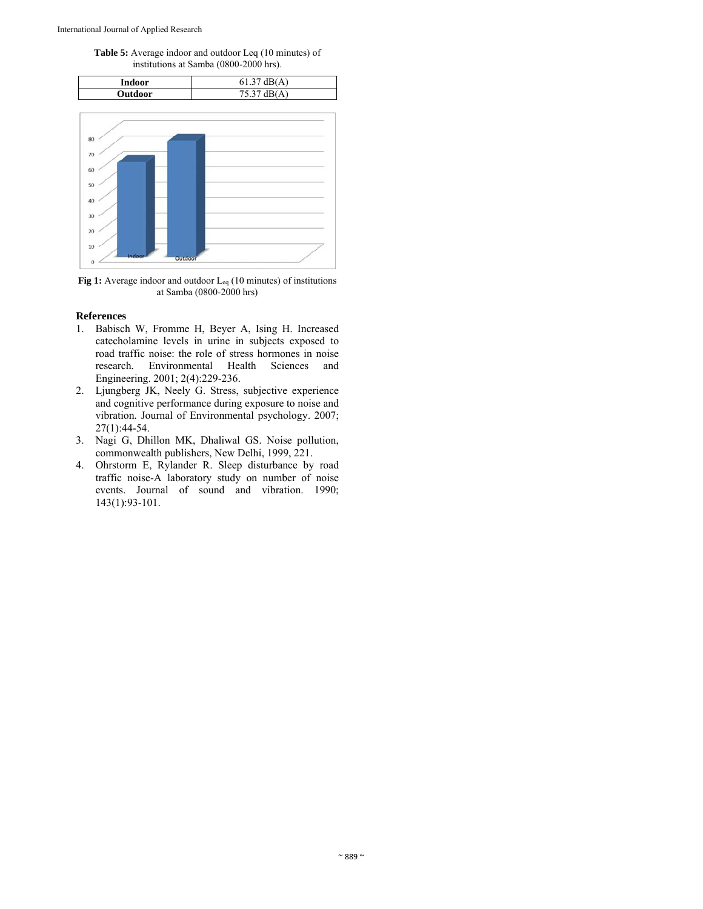**Table 5:** Average indoor and outdoor Leq (10 minutes) of institutions at Samba (0800-2000 hrs).

| | |
|---|---|
| **Indoor** | 61.37 dB(A) |
| **Outdoor** | 75.37 dB(A) |

80
70
60
50
40
30
20
10
0
Indoor
Outdoor

**Fig 1:** Average indoor and outdoor $L_{eq}$ (10 minutes) of institutions at Samba (0800-2000 hrs)

## References

1. Babisch W, Fromme H, Beyer A, Ising H. Increased catecholamine levels in urine in subjects exposed to road traffic noise: the role of stress hormones in noise research. Environmental Health Sciences and Engineering. 2001; 2(4):229-236.
2. Ljungberg JK, Neely G. Stress, subjective experience and cognitive performance during exposure to noise and vibration. Journal of Environmental psychology. 2007; 27(1):44-54.
3. Nagi G, Dhillon MK, Dhaliwal GS. Noise pollution, commonwealth publishers, New Delhi, 1999, 221.
4. Ohrstorm E, Rylander R. Sleep disturbance by road traffic noise-A laboratory study on number of noise events. Journal of sound and vibration. 1990; 143(1):93-101.